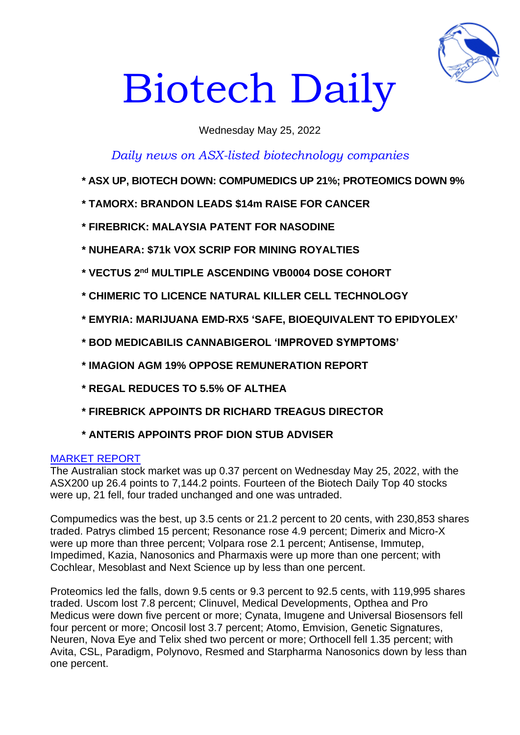# Biotech Daily

Wednesday May 25, 2022

*Daily news on ASX-listed biotechnology companies*

- **\* ASX UP, BIOTECH DOWN: COMPUMEDICS UP 21%; PROTEOMICS DOWN 9%**
- **\* TAMORX: BRANDON LEADS $14m RAISE FOR CANCER**
- **\* FIREBRICK: MALAYSIA PATENT FOR NASODINE**
- **\* NUHEARA: $71k VOX SCRIP FOR MINING ROYALTIES**
- **\* VECTUS 2nd MULTIPLE ASCENDING VB0004 DOSE COHORT**
- **\* CHIMERIC TO LICENCE NATURAL KILLER CELL TECHNOLOGY**
- **\* EMYRIA: MARIJUANA EMD-RX5 'SAFE, BIOEQUIVALENT TO EPIDYOLEX'**
- **\* BOD MEDICABILIS CANNABIGEROL 'IMPROVED SYMPTOMS'**
- **\* IMAGION AGM 19% OPPOSE REMUNERATION REPORT**
- **\* REGAL REDUCES TO 5.5% OF ALTHEA**
- **\* FIREBRICK APPOINTS DR RICHARD TREAGUS DIRECTOR**
- **\* ANTERIS APPOINTS PROF DION STUB ADVISER**

MARKET REPORT

The Australian stock market was up 0.37 percent on Wednesday May 25, 2022, with the ASX200 up 26.4 points to 7,144.2 points. Fourteen of the Biotech Daily Top 40 stocks were up, 21 fell, four traded unchanged and one was untraded.

Compumedics was the best, up 3.5 cents or 21.2 percent to 20 cents, with 230,853 shares traded. Patrys climbed 15 percent; Resonance rose 4.9 percent; Dimerix and Micro-X were up more than three percent; Volpara rose 2.1 percent; Antisense, Immutep, Impedimed, Kazia, Nanosonics and Pharmaxis were up more than one percent; with Cochlear, Mesoblast and Next Science up by less than one percent.

Proteomics led the falls, down 9.5 cents or 9.3 percent to 92.5 cents, with 119,995 shares traded. Uscom lost 7.8 percent; Clinuvel, Medical Developments, Opthea and Pro Medicus were down five percent or more; Cynata, Imugene and Universal Biosensors fell four percent or more; Oncosil lost 3.7 percent; Atomo, Emvision, Genetic Signatures, Neuren, Nova Eye and Telix shed two percent or more; Orthocell fell 1.35 percent; with Avita, CSL, Paradigm, Polynovo, Resmed and Starpharma Nanosonics down by less than one percent.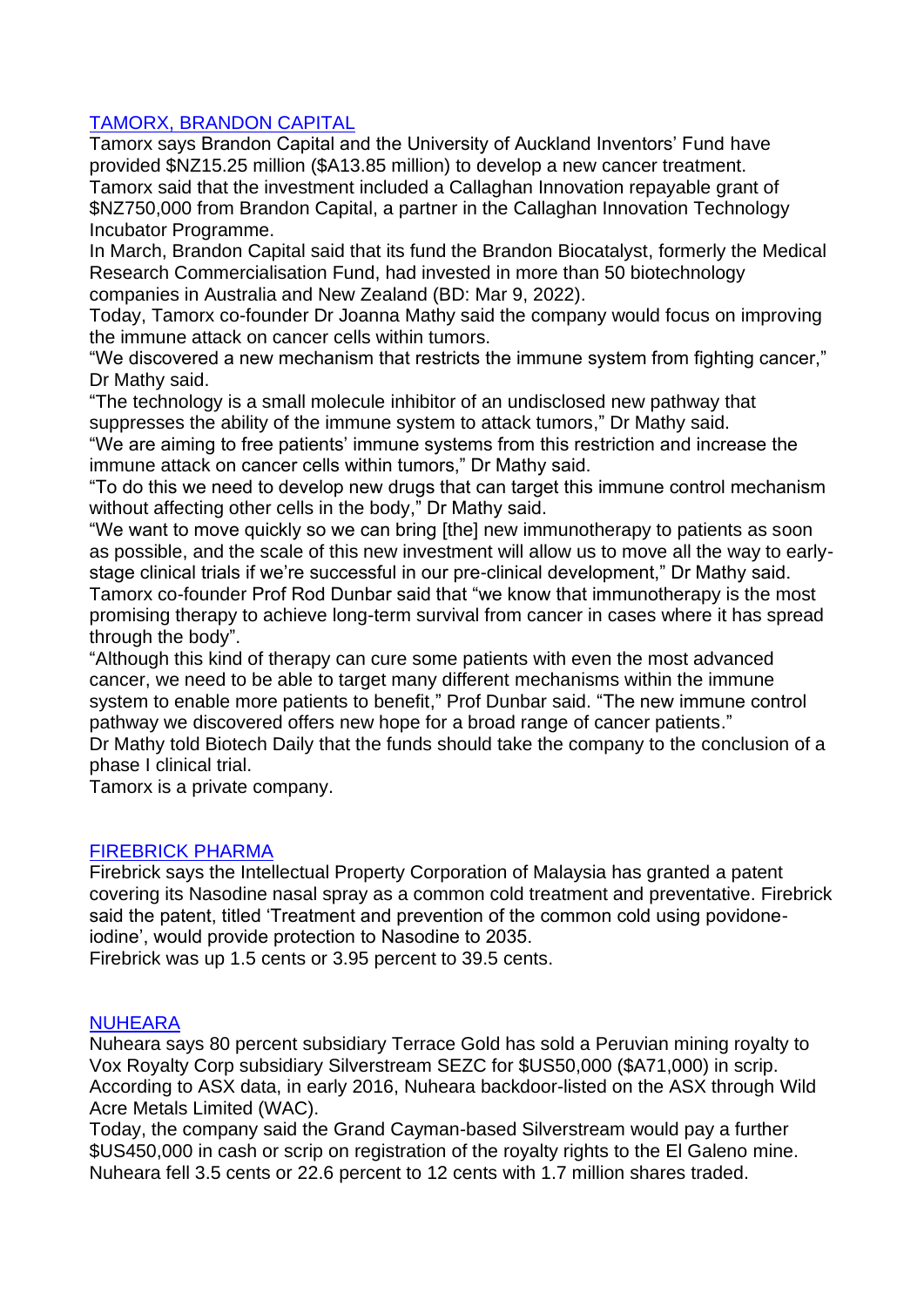## TAMORX, BRANDON CAPITAL

Tamorx says Brandon Capital and the University of Auckland Inventors' Fund have provided $NZ15.25 million ($A13.85 million) to develop a new cancer treatment.

Tamorx said that the investment included a Callaghan Innovation repayable grant of $NZ750,000 from Brandon Capital, a partner in the Callaghan Innovation Technology Incubator Programme.

In March, Brandon Capital said that its fund the Brandon Biocatalyst, formerly the Medical Research Commercialisation Fund, had invested in more than 50 biotechnology companies in Australia and New Zealand (BD: Mar 9, 2022).

Today, Tamorx co-founder Dr Joanna Mathy said the company would focus on improving the immune attack on cancer cells within tumors.

"We discovered a new mechanism that restricts the immune system from fighting cancer," Dr Mathy said.

"The technology is a small molecule inhibitor of an undisclosed new pathway that suppresses the ability of the immune system to attack tumors," Dr Mathy said.

"We are aiming to free patients' immune systems from this restriction and increase the immune attack on cancer cells within tumors," Dr Mathy said.

"To do this we need to develop new drugs that can target this immune control mechanism without affecting other cells in the body," Dr Mathy said.

"We want to move quickly so we can bring [the] new immunotherapy to patients as soon as possible, and the scale of this new investment will allow us to move all the way to early-stage clinical trials if we're successful in our pre-clinical development," Dr Mathy said.

Tamorx co-founder Prof Rod Dunbar said that "we know that immunotherapy is the most promising therapy to achieve long-term survival from cancer in cases where it has spread through the body".

"Although this kind of therapy can cure some patients with even the most advanced cancer, we need to be able to target many different mechanisms within the immune system to enable more patients to benefit," Prof Dunbar said. "The new immune control pathway we discovered offers new hope for a broad range of cancer patients."

Dr Mathy told Biotech Daily that the funds should take the company to the conclusion of a phase I clinical trial.

Tamorx is a private company.

## FIREBRICK PHARMA

Firebrick says the Intellectual Property Corporation of Malaysia has granted a patent covering its Nasodine nasal spray as a common cold treatment and preventative. Firebrick said the patent, titled 'Treatment and prevention of the common cold using povidone-iodine', would provide protection to Nasodine to 2035.

Firebrick was up 1.5 cents or 3.95 percent to 39.5 cents.

## NUHEARA

Nuheara says 80 percent subsidiary Terrace Gold has sold a Peruvian mining royalty to Vox Royalty Corp subsidiary Silverstream SEZC for $US50,000 ($A71,000) in scrip.

According to ASX data, in early 2016, Nuheara backdoor-listed on the ASX through Wild Acre Metals Limited (WAC).

Today, the company said the Grand Cayman-based Silverstream would pay a further $US450,000 in cash or scrip on registration of the royalty rights to the El Galeno mine.

Nuheara fell 3.5 cents or 22.6 percent to 12 cents with 1.7 million shares traded.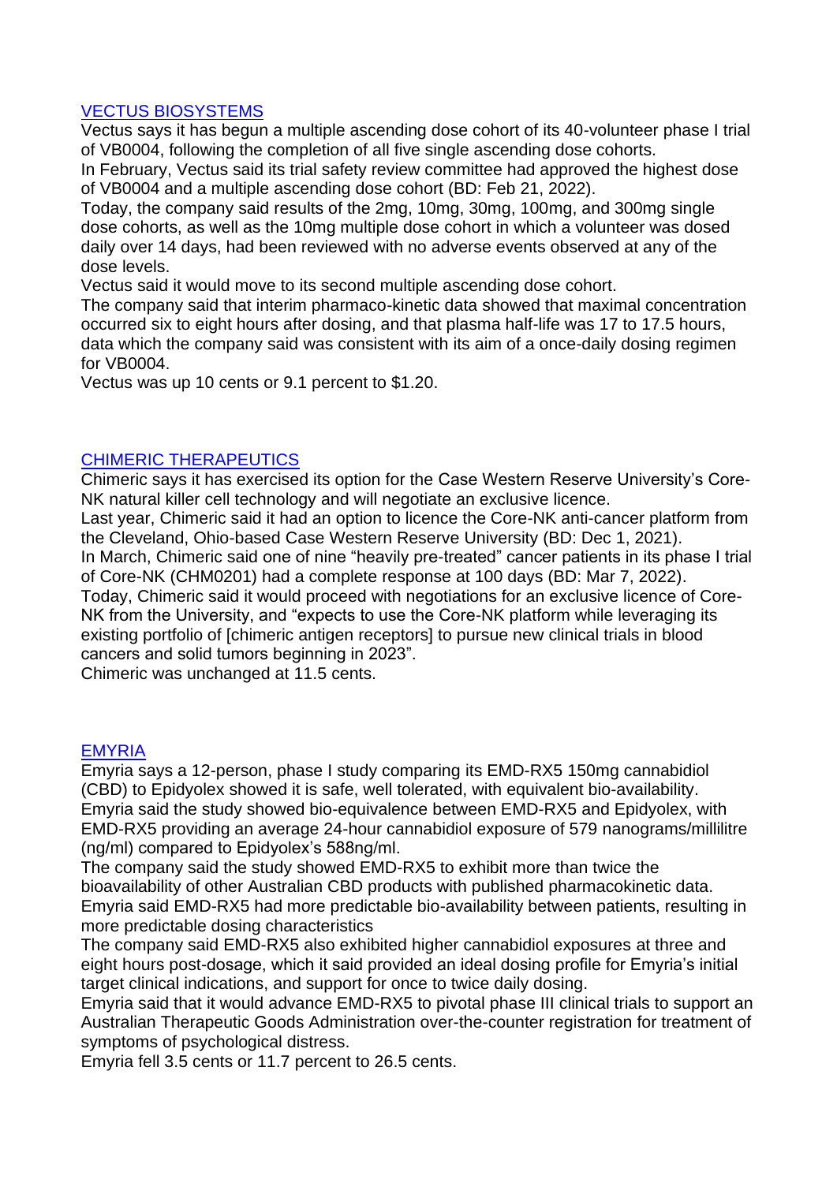## [VECTUS BIOSYSTEMS]

Vectus says it has begun a multiple ascending dose cohort of its 40-volunteer phase I trial of VB0004, following the completion of all five single ascending dose cohorts.

In February, Vectus said its trial safety review committee had approved the highest dose of VB0004 and a multiple ascending dose cohort (BD: Feb 21, 2022).

Today, the company said results of the 2mg, 10mg, 30mg, 100mg, and 300mg single dose cohorts, as well as the 10mg multiple dose cohort in which a volunteer was dosed daily over 14 days, had been reviewed with no adverse events observed at any of the dose levels.

Vectus said it would move to its second multiple ascending dose cohort.

The company said that interim pharmaco-kinetic data showed that maximal concentration occurred six to eight hours after dosing, and that plasma half-life was 17 to 17.5 hours, data which the company said was consistent with its aim of a once-daily dosing regimen for VB0004.

Vectus was up 10 cents or 9.1 percent to $1.20.

## [CHIMERIC THERAPEUTICS]

Chimeric says it has exercised its option for the Case Western Reserve University's Core-NK natural killer cell technology and will negotiate an exclusive licence.

Last year, Chimeric said it had an option to licence the Core-NK anti-cancer platform from the Cleveland, Ohio-based Case Western Reserve University (BD: Dec 1, 2021).

In March, Chimeric said one of nine "heavily pre-treated" cancer patients in its phase I trial of Core-NK (CHM0201) had a complete response at 100 days (BD: Mar 7, 2022).

Today, Chimeric said it would proceed with negotiations for an exclusive licence of Core-NK from the University, and "expects to use the Core-NK platform while leveraging its existing portfolio of [chimeric antigen receptors] to pursue new clinical trials in blood cancers and solid tumors beginning in 2023".

Chimeric was unchanged at 11.5 cents.

## [EMYRIA]

Emyria says a 12-person, phase I study comparing its EMD-RX5 150mg cannabidiol (CBD) to Epidyolex showed it is safe, well tolerated, with equivalent bio-availability.

Emyria said the study showed bio-equivalence between EMD-RX5 and Epidyolex, with EMD-RX5 providing an average 24-hour cannabidiol exposure of 579 nanograms/millilitre (ng/ml) compared to Epidyolex's 588ng/ml.

The company said the study showed EMD-RX5 to exhibit more than twice the bioavailability of other Australian CBD products with published pharmacokinetic data.

Emyria said EMD-RX5 had more predictable bio-availability between patients, resulting in more predictable dosing characteristics

The company said EMD-RX5 also exhibited higher cannabidiol exposures at three and eight hours post-dosage, which it said provided an ideal dosing profile for Emyria's initial target clinical indications, and support for once to twice daily dosing.

Emyria said that it would advance EMD-RX5 to pivotal phase III clinical trials to support an Australian Therapeutic Goods Administration over-the-counter registration for treatment of symptoms of psychological distress.

Emyria fell 3.5 cents or 11.7 percent to 26.5 cents.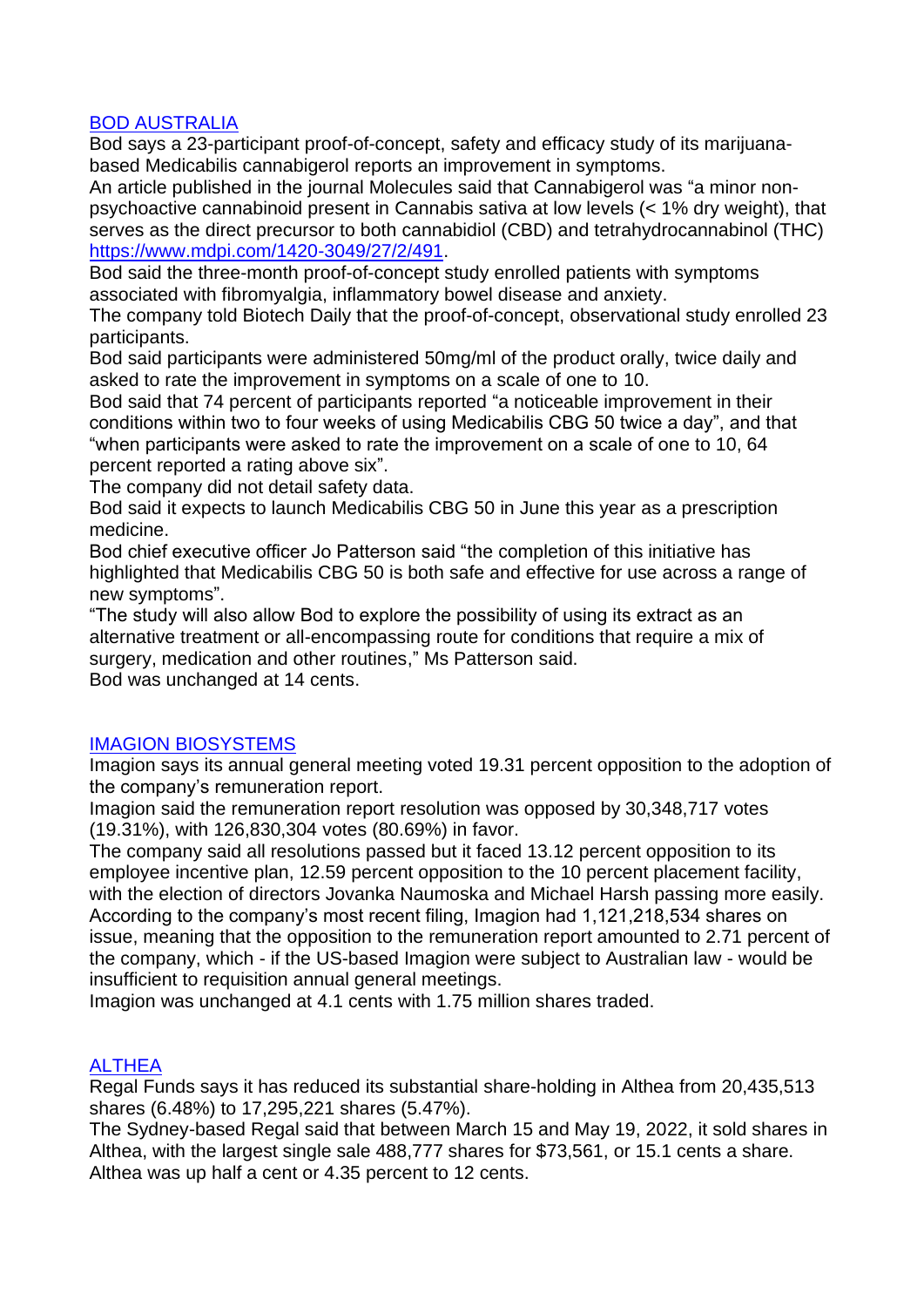## BOD AUSTRALIA

Bod says a 23-participant proof-of-concept, safety and efficacy study of its marijuana-based Medicabilis cannabigerol reports an improvement in symptoms.

An article published in the journal Molecules said that Cannabigerol was "a minor non-psychoactive cannabinoid present in Cannabis sativa at low levels (< 1% dry weight), that serves as the direct precursor to both cannabidiol (CBD) and tetrahydrocannabinol (THC) https://www.mdpi.com/1420-3049/27/2/491.

Bod said the three-month proof-of-concept study enrolled patients with symptoms associated with fibromyalgia, inflammatory bowel disease and anxiety.

The company told Biotech Daily that the proof-of-concept, observational study enrolled 23 participants.

Bod said participants were administered 50mg/ml of the product orally, twice daily and asked to rate the improvement in symptoms on a scale of one to 10.

Bod said that 74 percent of participants reported "a noticeable improvement in their conditions within two to four weeks of using Medicabilis CBG 50 twice a day", and that "when participants were asked to rate the improvement on a scale of one to 10, 64 percent reported a rating above six".

The company did not detail safety data.

Bod said it expects to launch Medicabilis CBG 50 in June this year as a prescription medicine.

Bod chief executive officer Jo Patterson said "the completion of this initiative has highlighted that Medicabilis CBG 50 is both safe and effective for use across a range of new symptoms".

"The study will also allow Bod to explore the possibility of using its extract as an alternative treatment or all-encompassing route for conditions that require a mix of surgery, medication and other routines," Ms Patterson said.

Bod was unchanged at 14 cents.

## IMAGION BIOSYSTEMS

Imagion says its annual general meeting voted 19.31 percent opposition to the adoption of the company's remuneration report.

Imagion said the remuneration report resolution was opposed by 30,348,717 votes (19.31%), with 126,830,304 votes (80.69%) in favor.

The company said all resolutions passed but it faced 13.12 percent opposition to its employee incentive plan, 12.59 percent opposition to the 10 percent placement facility, with the election of directors Jovanka Naumoska and Michael Harsh passing more easily.

According to the company's most recent filing, Imagion had 1,121,218,534 shares on issue, meaning that the opposition to the remuneration report amounted to 2.71 percent of the company, which - if the US-based Imagion were subject to Australian law - would be insufficient to requisition annual general meetings.

Imagion was unchanged at 4.1 cents with 1.75 million shares traded.

## ALTHEA

Regal Funds says it has reduced its substantial share-holding in Althea from 20,435,513 shares (6.48%) to 17,295,221 shares (5.47%).

The Sydney-based Regal said that between March 15 and May 19, 2022, it sold shares in Althea, with the largest single sale 488,777 shares for $73,561, or 15.1 cents a share.

Althea was up half a cent or 4.35 percent to 12 cents.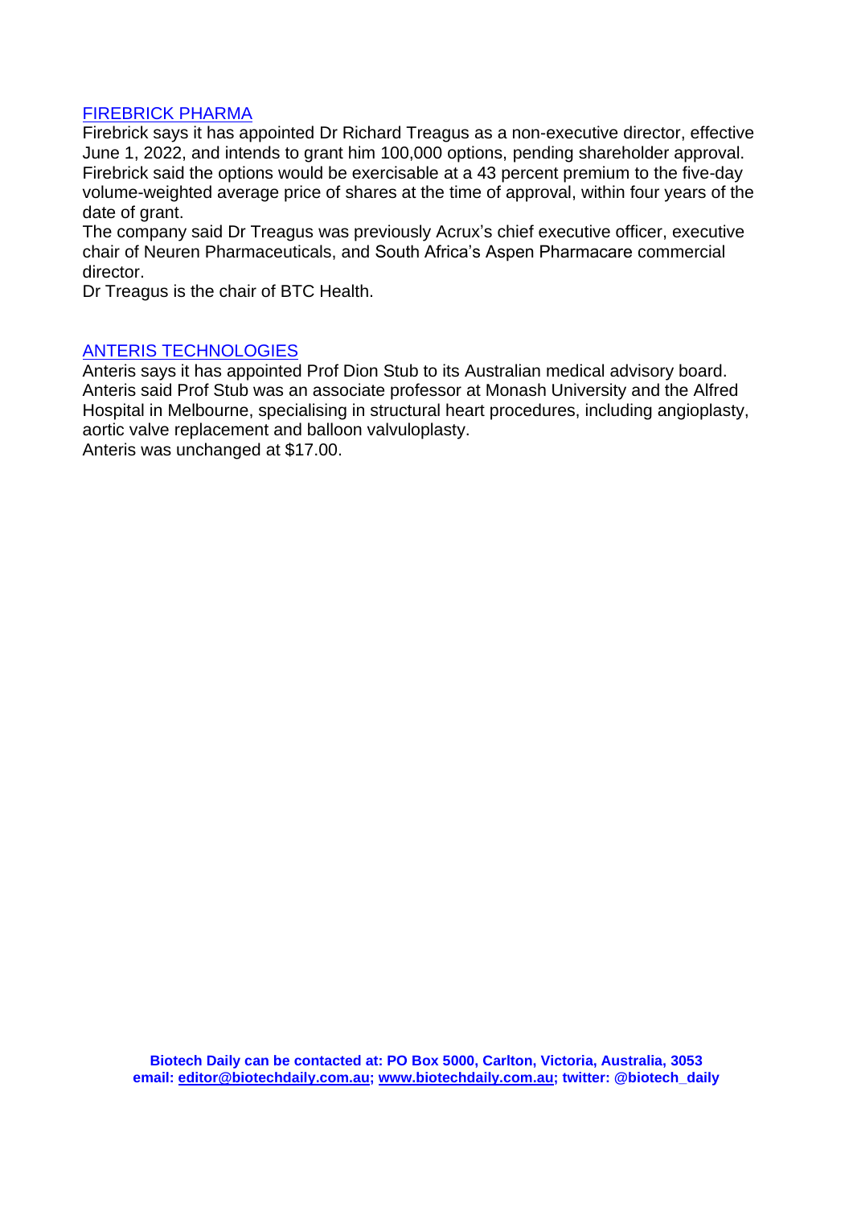## FIREBRICK PHARMA

Firebrick says it has appointed Dr Richard Treagus as a non-executive director, effective June 1, 2022, and intends to grant him 100,000 options, pending shareholder approval.

Firebrick said the options would be exercisable at a 43 percent premium to the five-day volume-weighted average price of shares at the time of approval, within four years of the date of grant.

The company said Dr Treagus was previously Acrux's chief executive officer, executive chair of Neuren Pharmaceuticals, and South Africa's Aspen Pharmacare commercial director.

Dr Treagus is the chair of BTC Health.

## ANTERIS TECHNOLOGIES

Anteris says it has appointed Prof Dion Stub to its Australian medical advisory board.

Anteris said Prof Stub was an associate professor at Monash University and the Alfred Hospital in Melbourne, specialising in structural heart procedures, including angioplasty, aortic valve replacement and balloon valvuloplasty.

Anteris was unchanged at $17.00.

**Biotech Daily can be contacted at: PO Box 5000, Carlton, Victoria, Australia, 3053**
**email: editor@biotechdaily.com.au; www.biotechdaily.com.au; twitter: @biotech_daily**